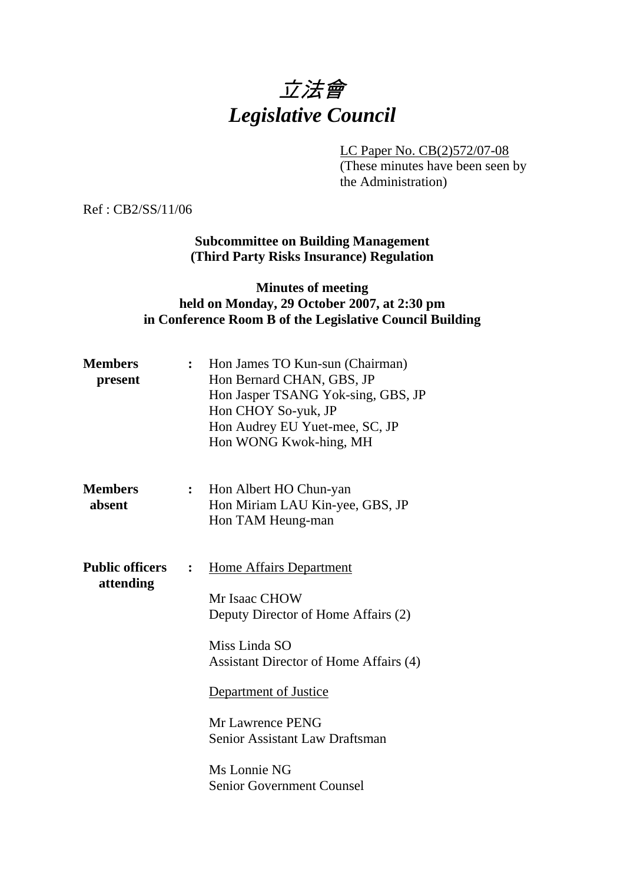# 立法會
# *Legislative Council*

LC Paper No. CB(2)572/07-08
(These minutes have been seen by the Administration)

Ref : CB2/SS/11/06

**Subcommittee on Building Management (Third Party Risks Insurance) Regulation**

**Minutes of meeting held on Monday, 29 October 2007, at 2:30 pm in Conference Room B of the Legislative Council Building**

**Members present** : Hon James TO Kun-sun (Chairman)
Hon Bernard CHAN, GBS, JP
Hon Jasper TSANG Yok-sing, GBS, JP
Hon CHOY So-yuk, JP
Hon Audrey EU Yuet-mee, SC, JP
Hon WONG Kwok-hing, MH

**Members absent** : Hon Albert HO Chun-yan
Hon Miriam LAU Kin-yee, GBS, JP
Hon TAM Heung-man

**Public officers attending** : Home Affairs Department

Mr Isaac CHOW
Deputy Director of Home Affairs (2)

Miss Linda SO
Assistant Director of Home Affairs (4)

Department of Justice

Mr Lawrence PENG
Senior Assistant Law Draftsman

Ms Lonnie NG
Senior Government Counsel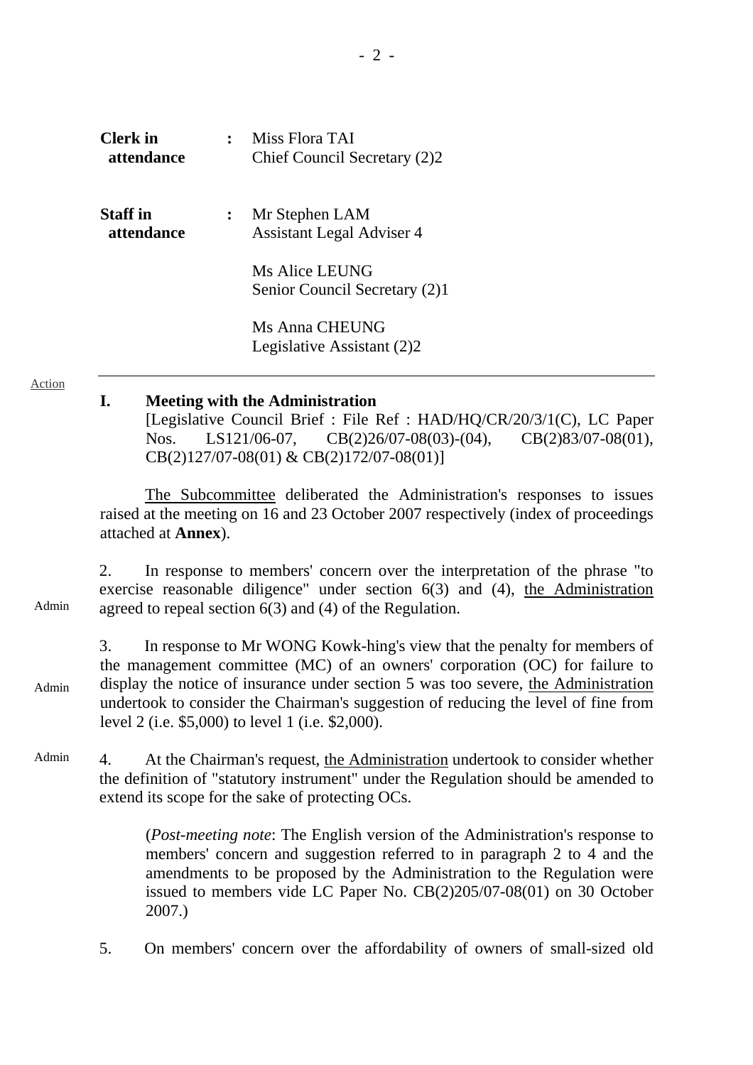| | | |
|---|---|---|
| **Clerk in attendance** | : | Miss Flora TAI<br>Chief Council Secretary (2)2 |
| **Staff in attendance** | : | Mr Stephen LAM<br>Assistant Legal Adviser 4<br><br>Ms Alice LEUNG<br>Senior Council Secretary (2)1<br><br>Ms Anna CHEUNG<br>Legislative Assistant (2)2 |

---

Action

## I. Meeting with the Administration

[Legislative Council Brief : File Ref : HAD/HQ/CR/20/3/1(C), LC Paper Nos. LS121/06-07, CB(2)26/07-08(03)-(04), CB(2)83/07-08(01), CB(2)127/07-08(01) & CB(2)172/07-08(01)]

The Subcommittee deliberated the Administration's responses to issues raised at the meeting on 16 and 23 October 2007 respectively (index of proceedings attached at **Annex**).

2. In response to members' concern over the interpretation of the phrase "to exercise reasonable diligence" under section 6(3) and (4), the Administration agreed to repeal section 6(3) and (4) of the Regulation. — Admin

3. In response to Mr WONG Kowk-hing's view that the penalty for members of the management committee (MC) of an owners' corporation (OC) for failure to display the notice of insurance under section 5 was too severe, the Administration undertook to consider the Chairman's suggestion of reducing the level of fine from level 2 (i.e. $5,000) to level 1 (i.e. $2,000). — Admin

4. At the Chairman's request, the Administration undertook to consider whether the definition of "statutory instrument" under the Regulation should be amended to extend its scope for the sake of protecting OCs. — Admin

> (*Post-meeting note*: The English version of the Administration's response to members' concern and suggestion referred to in paragraph 2 to 4 and the amendments to be proposed by the Administration to the Regulation were issued to members vide LC Paper No. CB(2)205/07-08(01) on 30 October 2007.)

5. On members' concern over the affordability of owners of small-sized old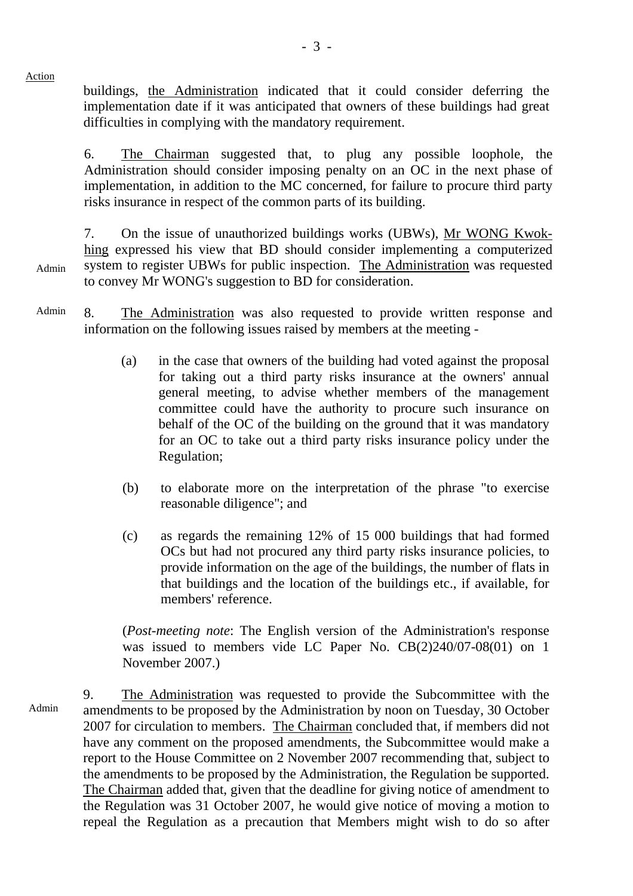Action

buildings, the Administration indicated that it could consider deferring the implementation date if it was anticipated that owners of these buildings had great difficulties in complying with the mandatory requirement.

6. The Chairman suggested that, to plug any possible loophole, the Administration should consider imposing penalty on an OC in the next phase of implementation, in addition to the MC concerned, for failure to procure third party risks insurance in respect of the common parts of its building.

7. On the issue of unauthorized buildings works (UBWs), Mr WONG Kwok-hing expressed his view that BD should consider implementing a computerized system to register UBWs for public inspection. The Administration was requested to convey Mr WONG's suggestion to BD for consideration. — Admin

8. The Administration was also requested to provide written response and information on the following issues raised by members at the meeting - — Admin

(a) in the case that owners of the building had voted against the proposal for taking out a third party risks insurance at the owners' annual general meeting, to advise whether members of the management committee could have the authority to procure such insurance on behalf of the OC of the building on the ground that it was mandatory for an OC to take out a third party risks insurance policy under the Regulation;

(b) to elaborate more on the interpretation of the phrase "to exercise reasonable diligence"; and

(c) as regards the remaining 12% of 15 000 buildings that had formed OCs but had not procured any third party risks insurance policies, to provide information on the age of the buildings, the number of flats in that buildings and the location of the buildings etc., if available, for members' reference.

(*Post-meeting note*: The English version of the Administration's response was issued to members vide LC Paper No. CB(2)240/07-08(01) on 1 November 2007.)

9. The Administration was requested to provide the Subcommittee with the amendments to be proposed by the Administration by noon on Tuesday, 30 October 2007 for circulation to members. The Chairman concluded that, if members did not have any comment on the proposed amendments, the Subcommittee would make a report to the House Committee on 2 November 2007 recommending that, subject to the amendments to be proposed by the Administration, the Regulation be supported. The Chairman added that, given that the deadline for giving notice of amendment to the Regulation was 31 October 2007, he would give notice of moving a motion to repeal the Regulation as a precaution that Members might wish to do so after — Admin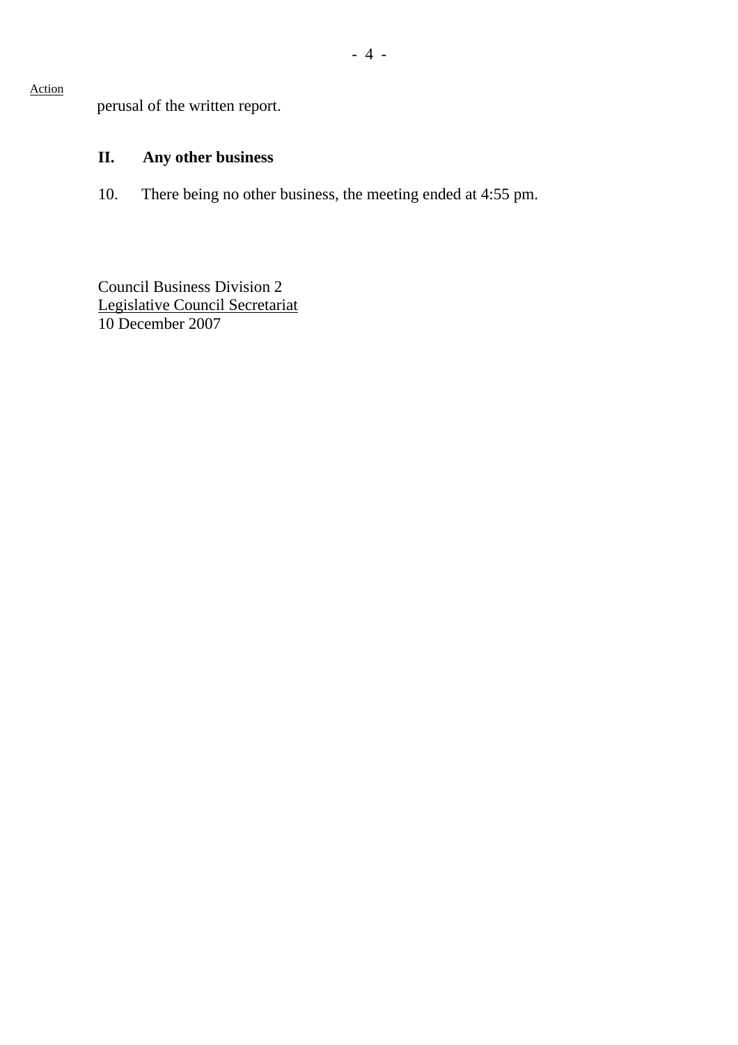Action

perusal of the written report.

## II. Any other business

10. There being no other business, the meeting ended at 4:55 pm.

Council Business Division 2
Legislative Council Secretariat
10 December 2007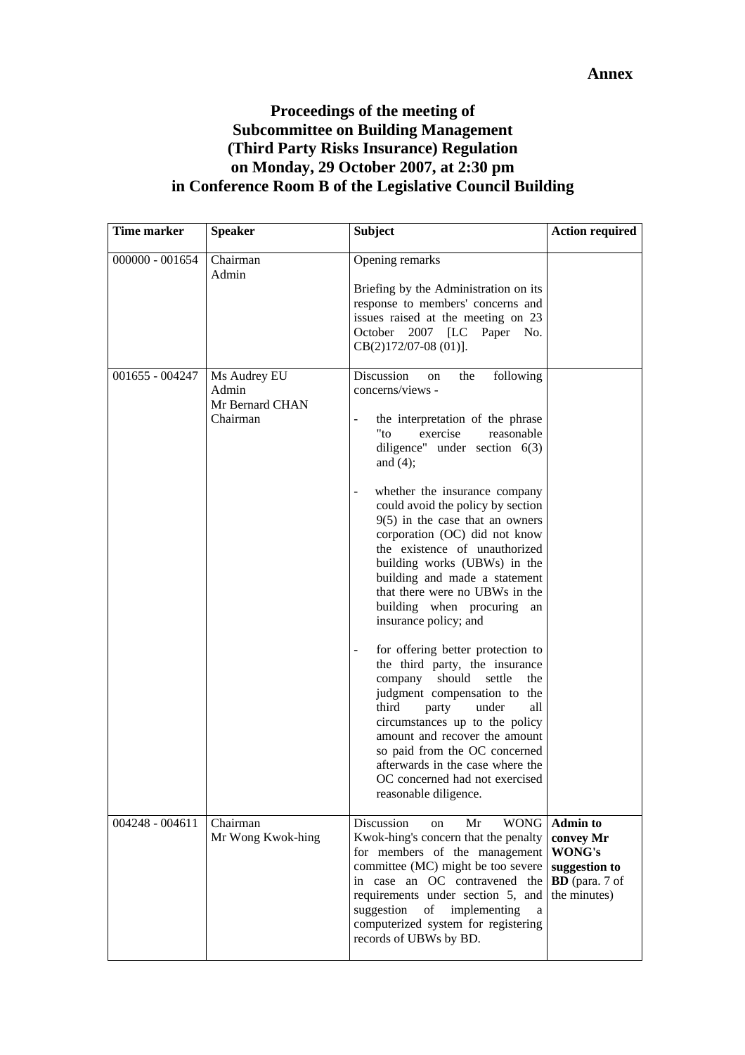**Annex**

# Proceedings of the meeting of Subcommittee on Building Management (Third Party Risks Insurance) Regulation on Monday, 29 October 2007, at 2:30 pm in Conference Room B of the Legislative Council Building

| Time marker | Speaker | Subject | Action required |
|---|---|---|---|
| 000000 - 001654 | Chairman<br>Admin | Opening remarks<br><br>Briefing by the Administration on its response to members' concerns and issues raised at the meeting on 23 October 2007 [LC Paper No. CB(2)172/07-08 (01)]. | |
| 001655 - 004247 | Ms Audrey EU<br>Admin<br>Mr Bernard CHAN<br>Chairman | Discussion on the following concerns/views -<br><br>- the interpretation of the phrase "to exercise reasonable diligence" under section 6(3) and (4);<br><br>- whether the insurance company could avoid the policy by section 9(5) in the case that an owners corporation (OC) did not know the existence of unauthorized building works (UBWs) in the building and made a statement that there were no UBWs in the building when procuring an insurance policy; and<br><br>- for offering better protection to the third party, the insurance company should settle the judgment compensation to the third party under all circumstances up to the policy amount and recover the amount so paid from the OC concerned afterwards in the case where the OC concerned had not exercised reasonable diligence. | |
| 004248 - 004611 | Chairman<br>Mr Wong Kwok-hing | Discussion on Mr WONG Kwok-hing's concern that the penalty for members of the management committee (MC) might be too severe in case an OC contravened the requirements under section 5, and suggestion of implementing a computerized system for registering records of UBWs by BD. | **Admin to convey Mr WONG's suggestion to BD** (para. 7 of the minutes) |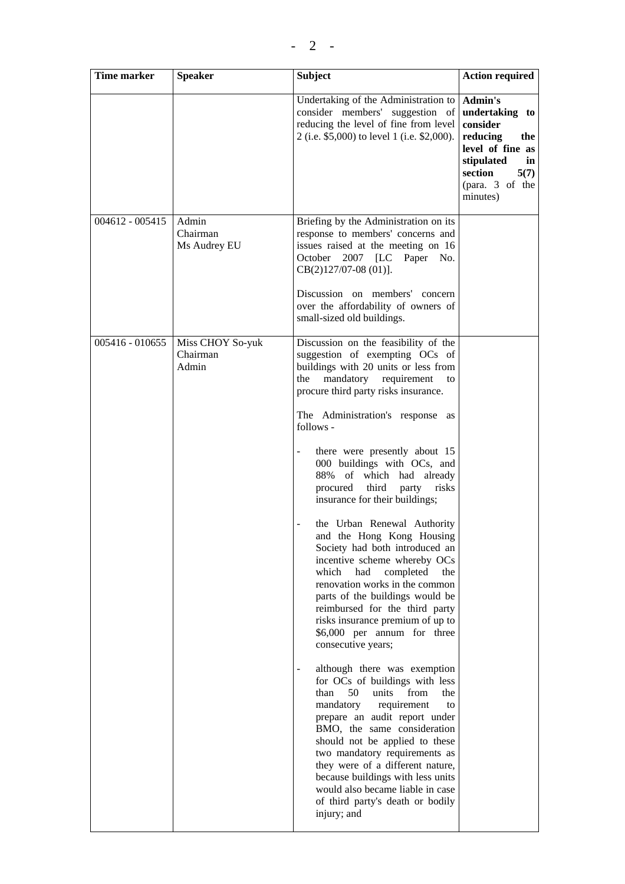| Time marker | Speaker | Subject | Action required |
|---|---|---|---|
| | | Undertaking of the Administration to consider members' suggestion of reducing the level of fine from level 2 (i.e. $5,000) to level 1 (i.e. $2,000). | **Admin's undertaking to consider reducing the level of fine as stipulated in section 5(7)** (para. 3 of the minutes) |
| 004612 - 005415 | Admin<br>Chairman<br>Ms Audrey EU | Briefing by the Administration on its response to members' concerns and issues raised at the meeting on 16 October 2007 [LC Paper No. CB(2)127/07-08 (01)].<br><br>Discussion on members' concern over the affordability of owners of small-sized old buildings. | |
| 005416 - 010655 | Miss CHOY So-yuk<br>Chairman<br>Admin | Discussion on the feasibility of the suggestion of exempting OCs of buildings with 20 units or less from the mandatory requirement to procure third party risks insurance.<br><br>The Administration's response as follows -<br><br>- there were presently about 15 000 buildings with OCs, and 88% of which had already procured third party risks insurance for their buildings;<br><br>- the Urban Renewal Authority and the Hong Kong Housing Society had both introduced an incentive scheme whereby OCs which had completed the renovation works in the common parts of the buildings would be reimbursed for the third party risks insurance premium of up to $6,000 per annum for three consecutive years;<br><br>- although there was exemption for OCs of buildings with less than 50 units from the mandatory requirement to prepare an audit report under BMO, the same consideration should not be applied to these two mandatory requirements as they were of a different nature, because buildings with less units would also became liable in case of third party's death or bodily injury; and | |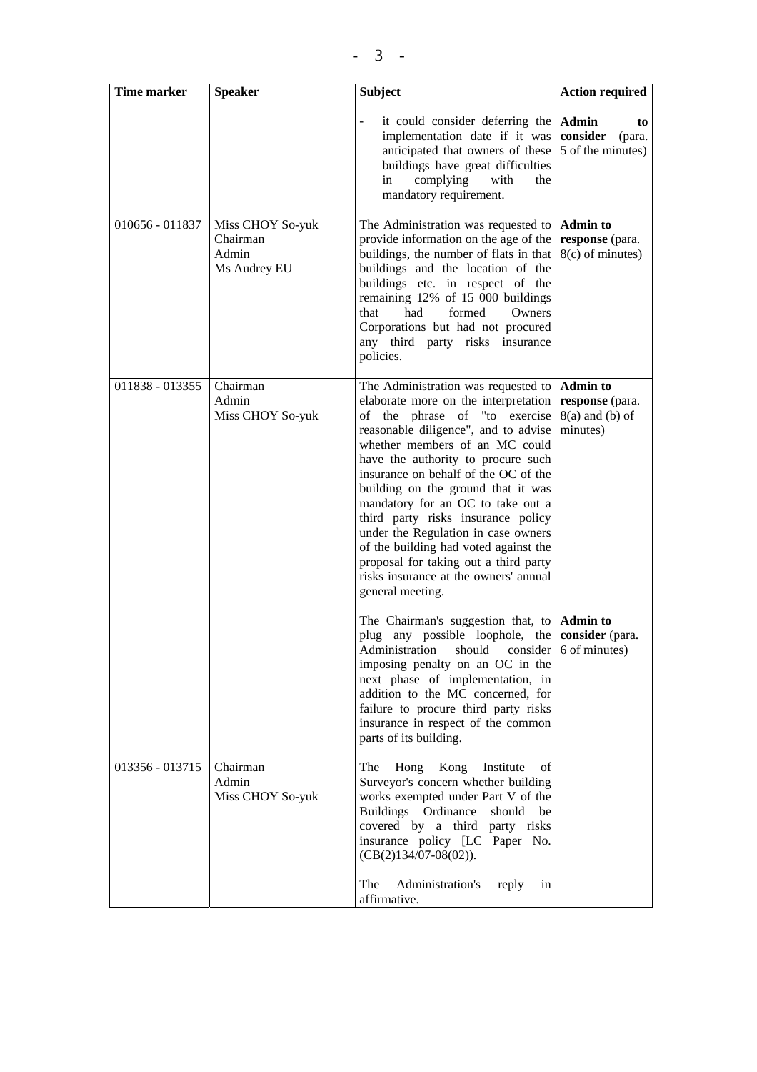| Time marker | Speaker | Subject | Action required |
|---|---|---|---|
| | | - it could consider deferring the implementation date if it was anticipated that owners of these buildings have great difficulties in complying with the mandatory requirement. | **Admin to consider** (para. 5 of the minutes) |
| 010656 - 011837 | Miss CHOY So-yuk<br>Chairman<br>Admin<br>Ms Audrey EU | The Administration was requested to provide information on the age of the buildings, the number of flats in that buildings and the location of the buildings etc. in respect of the remaining 12% of 15 000 buildings that had formed Owners Corporations but had not procured any third party risks insurance policies. | **Admin to response** (para. 8(c) of minutes) |
| 011838 - 013355 | Chairman<br>Admin<br>Miss CHOY So-yuk | The Administration was requested to elaborate more on the interpretation of the phrase of "to exercise reasonable diligence", and to advise whether members of an MC could have the authority to procure such insurance on behalf of the OC of the building on the ground that it was mandatory for an OC to take out a third party risks insurance policy under the Regulation in case owners of the building had voted against the proposal for taking out a third party risks insurance at the owners' annual general meeting.<br><br>The Chairman's suggestion that, to plug any possible loophole, the Administration should consider imposing penalty on an OC in the next phase of implementation, in addition to the MC concerned, for failure to procure third party risks insurance in respect of the common parts of its building. | **Admin to response** (para. 8(a) and (b) of minutes)<br><br>**Admin to consider** (para. 6 of minutes) |
| 013356 - 013715 | Chairman<br>Admin<br>Miss CHOY So-yuk | The Hong Kong Institute of Surveyor's concern whether building works exempted under Part V of the Buildings Ordinance should be covered by a third party risks insurance policy [LC Paper No. (CB(2)134/07-08(02)).<br><br>The Administration's reply in affirmative. | |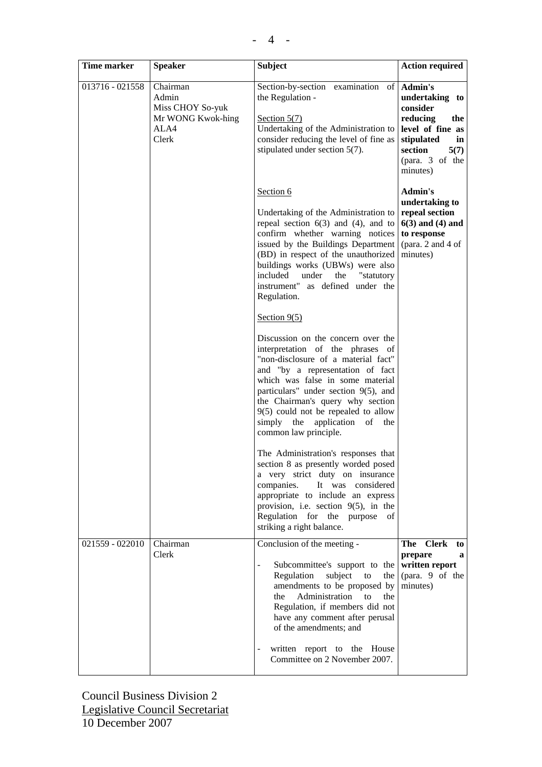| Time marker | Speaker | Subject | Action required |
|---|---|---|---|
| 013716 - 021558 | Chairman<br>Admin<br>Miss CHOY So-yuk<br>Mr WONG Kwok-hing<br>ALA4<br>Clerk | Section-by-section examination of the Regulation -<br><br>Section 5(7)<br>Undertaking of the Administration to consider reducing the level of fine as stipulated under section 5(7). | **Admin's undertaking to consider reducing the level of fine as stipulated in section 5(7)** (para. 3 of the minutes) |
| | | Section 6<br><br>Undertaking of the Administration to repeal section 6(3) and (4), and to confirm whether warning notices issued by the Buildings Department (BD) in respect of the unauthorized buildings works (UBWs) were also included under the "statutory instrument" as defined under the Regulation.<br><br>Section 9(5)<br><br>Discussion on the concern over the interpretation of the phrases of "non-disclosure of a material fact" and "by a representation of fact which was false in some material particulars" under section 9(5), and the Chairman's query why section 9(5) could not be repealed to allow simply the application of the common law principle.<br><br>The Administration's responses that section 8 as presently worded posed a very strict duty on insurance companies. It was considered appropriate to include an express provision, i.e. section 9(5), in the Regulation for the purpose of striking a right balance. | **Admin's undertaking to repeal section 6(3) and (4) and to response** (para. 2 and 4 of minutes) |
| 021559 - 022010 | Chairman<br>Clerk | Conclusion of the meeting -<br><br>- Subcommittee's support to the Regulation subject to the amendments to be proposed by the Administration to the Regulation, if members did not have any comment after perusal of the amendments; and<br><br>- written report to the House Committee on 2 November 2007. | **The Clerk to prepare a written report** (para. 9 of the minutes) |

Council Business Division 2
Legislative Council Secretariat
10 December 2007